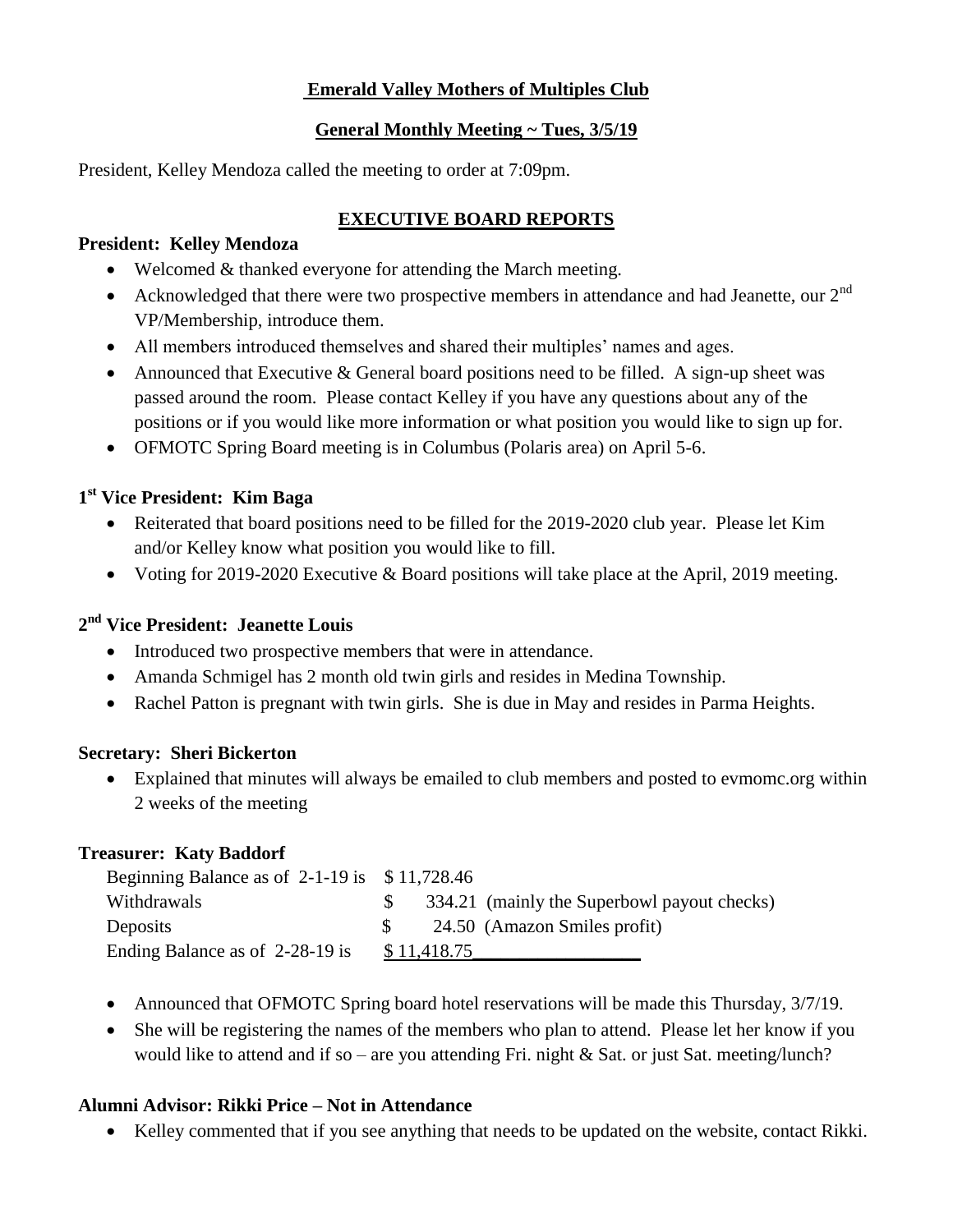**Emerald Valley Mothers of Multiples Club**

**General Monthly Meeting ~ Tues, 3/5/19**

President, Kelley Mendoza called the meeting to order at 7:09pm.

**EXECUTIVE BOARD REPORTS**

**President: Kelley Mendoza**

- Welcomed & thanked everyone for attending the March meeting.
- Acknowledged that there were two prospective members in attendance and had Jeanette, our 2nd VP/Membership, introduce them.
- All members introduced themselves and shared their multiples' names and ages.
- Announced that Executive & General board positions need to be filled. A sign-up sheet was passed around the room. Please contact Kelley if you have any questions about any of the positions or if you would like more information or what position you would like to sign up for.
- OFMOTC Spring Board meeting is in Columbus (Polaris area) on April 5-6.

**1st Vice President: Kim Baga**

- Reiterated that board positions need to be filled for the 2019-2020 club year. Please let Kim and/or Kelley know what position you would like to fill.
- Voting for 2019-2020 Executive & Board positions will take place at the April, 2019 meeting.

**2nd Vice President: Jeanette Louis**

- Introduced two prospective members that were in attendance.
- Amanda Schmigel has 2 month old twin girls and resides in Medina Township.
- Rachel Patton is pregnant with twin girls. She is due in May and resides in Parma Heights.

**Secretary: Sheri Bickerton**

- Explained that minutes will always be emailed to club members and posted to evmomc.org within 2 weeks of the meeting

**Treasurer: Katy Baddorf**

| | | |
|---|---|---|
| Beginning Balance as of 2-1-19 is | $ 11,728.46 | |
| Withdrawals | $ 334.21 | (mainly the Superbowl payout checks) |
| Deposits | $ 24.50 | (Amazon Smiles profit) |
| Ending Balance as of 2-28-19 is | $ 11,418.75 | |

- Announced that OFMOTC Spring board hotel reservations will be made this Thursday, 3/7/19.
- She will be registering the names of the members who plan to attend. Please let her know if you would like to attend and if so – are you attending Fri. night & Sat. or just Sat. meeting/lunch?

**Alumni Advisor: Rikki Price – Not in Attendance**

- Kelley commented that if you see anything that needs to be updated on the website, contact Rikki.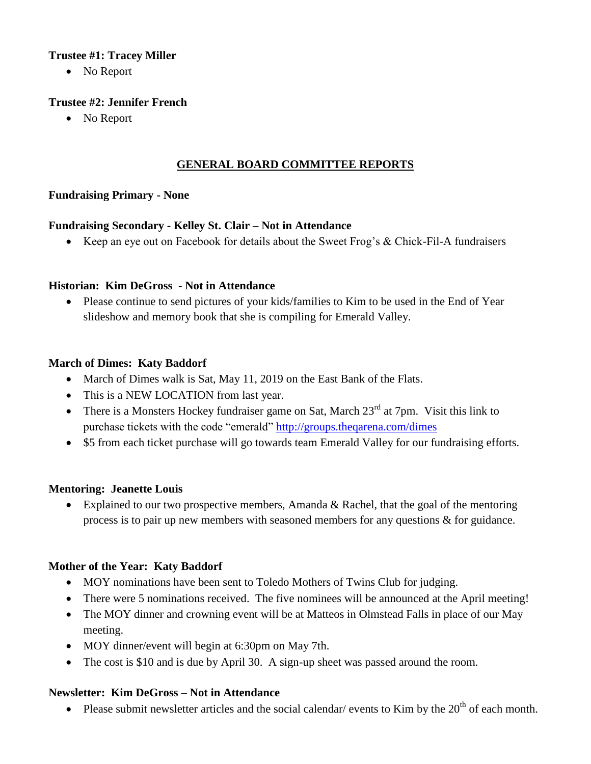**Trustee #1: Tracey Miller**

- No Report

**Trustee #2: Jennifer French**

- No Report

## GENERAL BOARD COMMITTEE REPORTS

**Fundraising Primary - None**

**Fundraising Secondary - Kelley St. Clair – Not in Attendance**

- Keep an eye out on Facebook for details about the Sweet Frog's & Chick-Fil-A fundraisers

**Historian: Kim DeGross - Not in Attendance**

- Please continue to send pictures of your kids/families to Kim to be used in the End of Year slideshow and memory book that she is compiling for Emerald Valley.

**March of Dimes: Katy Baddorf**

- March of Dimes walk is Sat, May 11, 2019 on the East Bank of the Flats.
- This is a NEW LOCATION from last year.
- There is a Monsters Hockey fundraiser game on Sat, March 23rd at 7pm. Visit this link to purchase tickets with the code "emerald" http://groups.theqarena.com/dimes
- $5 from each ticket purchase will go towards team Emerald Valley for our fundraising efforts.

**Mentoring: Jeanette Louis**

- Explained to our two prospective members, Amanda & Rachel, that the goal of the mentoring process is to pair up new members with seasoned members for any questions & for guidance.

**Mother of the Year: Katy Baddorf**

- MOY nominations have been sent to Toledo Mothers of Twins Club for judging.
- There were 5 nominations received. The five nominees will be announced at the April meeting!
- The MOY dinner and crowning event will be at Matteos in Olmstead Falls in place of our May meeting.
- MOY dinner/event will begin at 6:30pm on May 7th.
- The cost is $10 and is due by April 30. A sign-up sheet was passed around the room.

**Newsletter: Kim DeGross – Not in Attendance**

- Please submit newsletter articles and the social calendar/ events to Kim by the 20th of each month.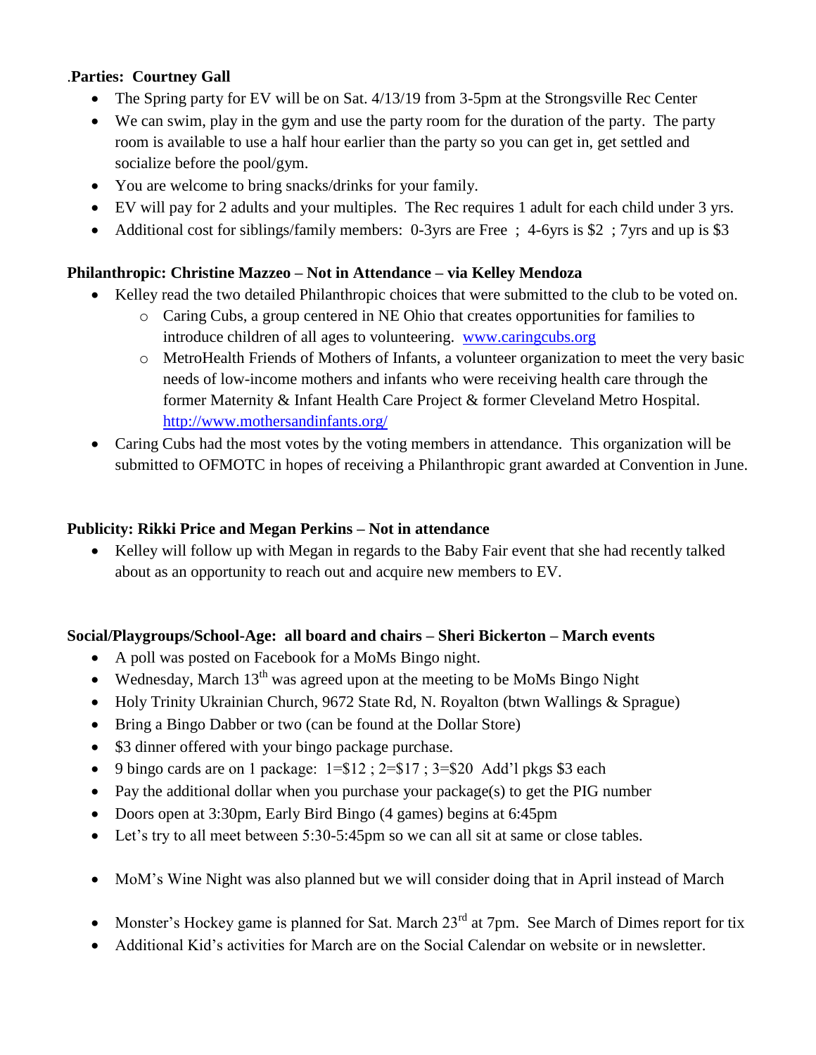.**Parties: Courtney Gall**

- The Spring party for EV will be on Sat. 4/13/19 from 3-5pm at the Strongsville Rec Center
- We can swim, play in the gym and use the party room for the duration of the party. The party room is available to use a half hour earlier than the party so you can get in, get settled and socialize before the pool/gym.
- You are welcome to bring snacks/drinks for your family.
- EV will pay for 2 adults and your multiples. The Rec requires 1 adult for each child under 3 yrs.
- Additional cost for siblings/family members: 0-3yrs are Free ; 4-6yrs is $2 ; 7yrs and up is $3

**Philanthropic: Christine Mazzeo – Not in Attendance – via Kelley Mendoza**

- Kelley read the two detailed Philanthropic choices that were submitted to the club to be voted on.
  - Caring Cubs, a group centered in NE Ohio that creates opportunities for families to introduce children of all ages to volunteering. [www.caringcubs.org](www.caringcubs.org)
  - MetroHealth Friends of Mothers of Infants, a volunteer organization to meet the very basic needs of low-income mothers and infants who were receiving health care through the former Maternity & Infant Health Care Project & former Cleveland Metro Hospital. [http://www.mothersandinfants.org/](http://www.mothersandinfants.org/)
- Caring Cubs had the most votes by the voting members in attendance. This organization will be submitted to OFMOTC in hopes of receiving a Philanthropic grant awarded at Convention in June.

**Publicity: Rikki Price and Megan Perkins – Not in attendance**

- Kelley will follow up with Megan in regards to the Baby Fair event that she had recently talked about as an opportunity to reach out and acquire new members to EV.

**Social/Playgroups/School-Age: all board and chairs – Sheri Bickerton – March events**

- A poll was posted on Facebook for a MoMs Bingo night.
- Wednesday, March 13th was agreed upon at the meeting to be MoMs Bingo Night
- Holy Trinity Ukrainian Church, 9672 State Rd, N. Royalton (btwn Wallings & Sprague)
- Bring a Bingo Dabber or two (can be found at the Dollar Store)
- $3 dinner offered with your bingo package purchase.
- 9 bingo cards are on 1 package: 1=$12 ; 2=$17 ; 3=$20 Add'l pkgs $3 each
- Pay the additional dollar when you purchase your package(s) to get the PIG number
- Doors open at 3:30pm, Early Bird Bingo (4 games) begins at 6:45pm
- Let's try to all meet between 5:30-5:45pm so we can all sit at same or close tables.

- MoM's Wine Night was also planned but we will consider doing that in April instead of March

- Monster's Hockey game is planned for Sat. March 23rd at 7pm. See March of Dimes report for tix
- Additional Kid's activities for March are on the Social Calendar on website or in newsletter.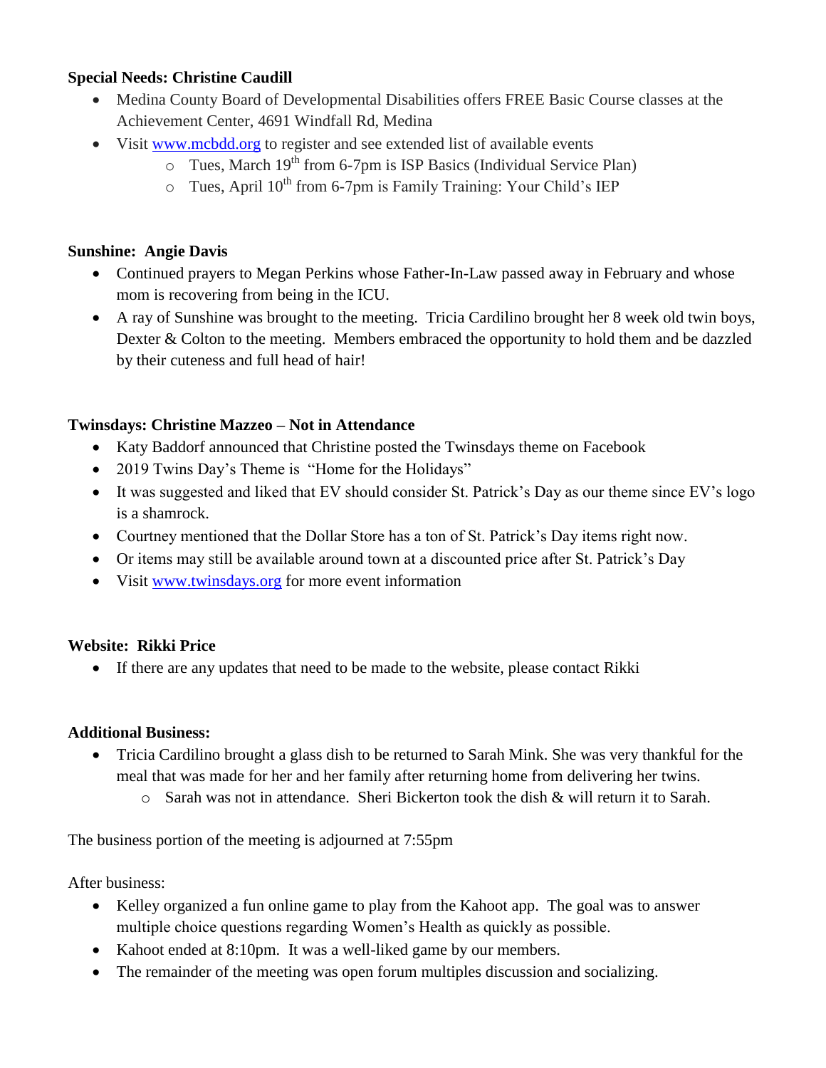**Special Needs: Christine Caudill**

- Medina County Board of Developmental Disabilities offers FREE Basic Course classes at the Achievement Center, 4691 Windfall Rd, Medina
- Visit www.mcbdd.org to register and see extended list of available events
  - Tues, March 19th from 6-7pm is ISP Basics (Individual Service Plan)
  - Tues, April 10th from 6-7pm is Family Training: Your Child's IEP

**Sunshine: Angie Davis**

- Continued prayers to Megan Perkins whose Father-In-Law passed away in February and whose mom is recovering from being in the ICU.
- A ray of Sunshine was brought to the meeting. Tricia Cardilino brought her 8 week old twin boys, Dexter & Colton to the meeting. Members embraced the opportunity to hold them and be dazzled by their cuteness and full head of hair!

**Twinsdays: Christine Mazzeo – Not in Attendance**

- Katy Baddorf announced that Christine posted the Twinsdays theme on Facebook
- 2019 Twins Day's Theme is "Home for the Holidays"
- It was suggested and liked that EV should consider St. Patrick's Day as our theme since EV's logo is a shamrock.
- Courtney mentioned that the Dollar Store has a ton of St. Patrick's Day items right now.
- Or items may still be available around town at a discounted price after St. Patrick's Day
- Visit www.twinsdays.org for more event information

**Website: Rikki Price**

- If there are any updates that need to be made to the website, please contact Rikki

**Additional Business:**

- Tricia Cardilino brought a glass dish to be returned to Sarah Mink. She was very thankful for the meal that was made for her and her family after returning home from delivering her twins.
  - Sarah was not in attendance. Sheri Bickerton took the dish & will return it to Sarah.

The business portion of the meeting is adjourned at 7:55pm

After business:

- Kelley organized a fun online game to play from the Kahoot app. The goal was to answer multiple choice questions regarding Women's Health as quickly as possible.
- Kahoot ended at 8:10pm. It was a well-liked game by our members.
- The remainder of the meeting was open forum multiples discussion and socializing.